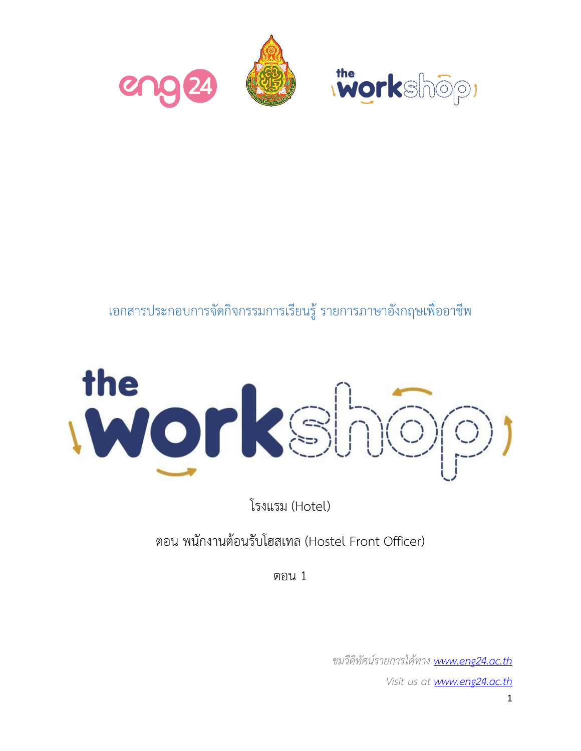เอกสารประกอบการจัดกิจกรรมการเรียนรู้ รายการภาษาอังกฤษเพื่ออาชีพ

# the workshop

โรงแรม (Hotel)

ตอน พนักงานต้อนรับโฮสเทล (Hostel Front Officer)

ตอน 1

*ชมวีดิทัศน์รายการได้ทาง [www.eng24.ac.th](http://www.eng24.ac.th)*

*Visit us at [www.eng24.ac.th](http://www.eng24.ac.th)*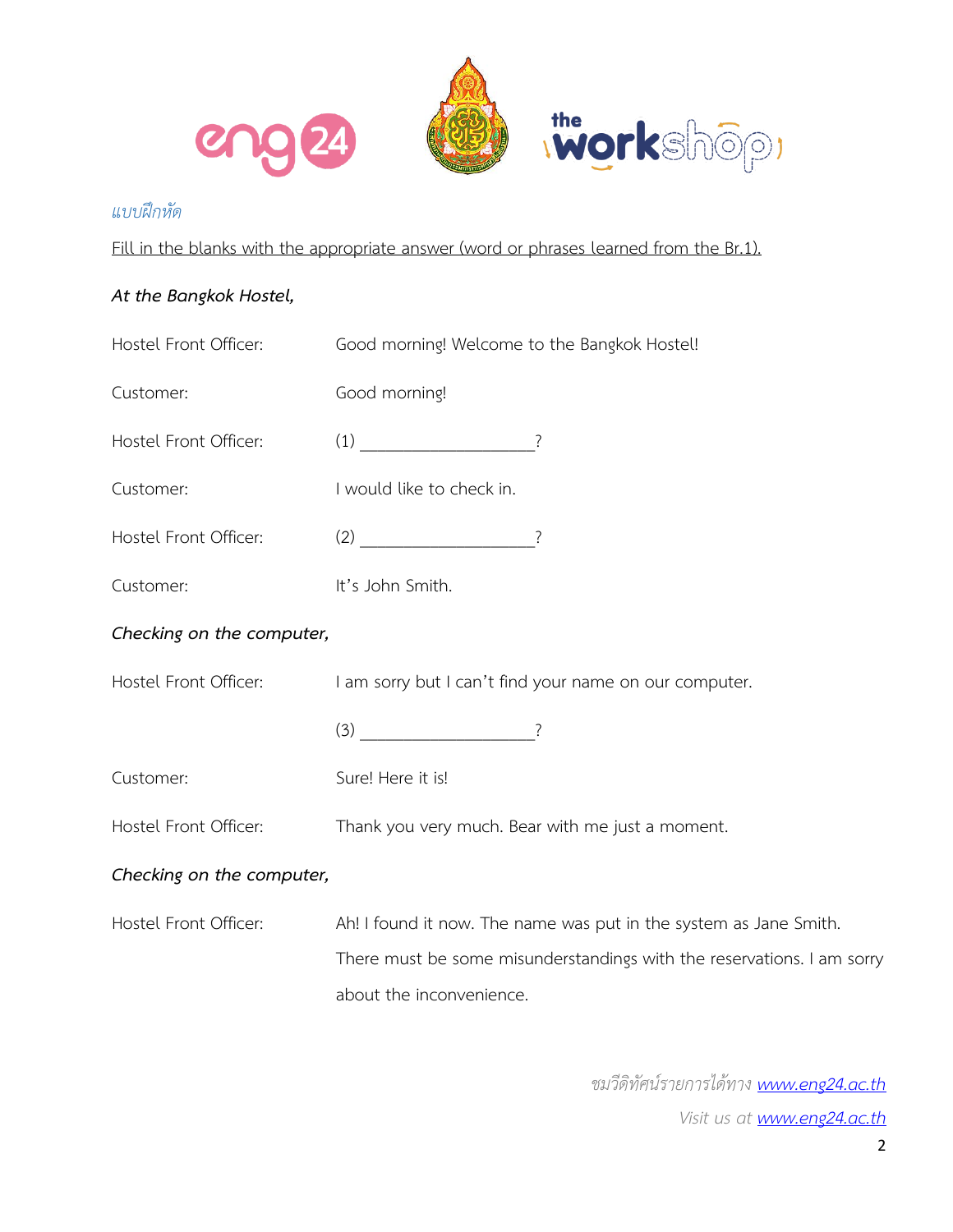*แบบฝึกหัด*

Fill in the blanks with the appropriate answer (word or phrases learned from the Br.1).

*At the Bangkok Hostel,*

Hostel Front Officer: Good morning! Welcome to the Bangkok Hostel!

Customer: Good morning!

Hostel Front Officer: (1) ____________________?

Customer: I would like to check in.

Hostel Front Officer: (2) ____________________?

Customer: It's John Smith.

*Checking on the computer,*

Hostel Front Officer: I am sorry but I can't find your name on our computer.

(3) ____________________?

Customer: Sure! Here it is!

Hostel Front Officer: Thank you very much. Bear with me just a moment.

*Checking on the computer,*

Hostel Front Officer: Ah! I found it now. The name was put in the system as Jane Smith. There must be some misunderstandings with the reservations. I am sorry about the inconvenience.

*ชมวีดิทัศน์รายการได้ทาง* www.eng24.ac.th

*Visit us at* www.eng24.ac.th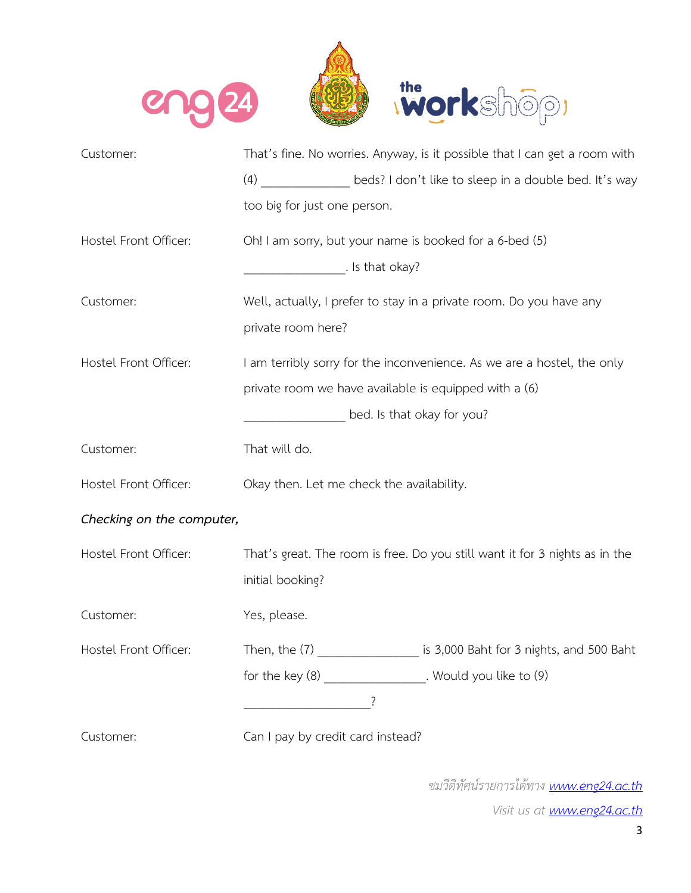Customer: That's fine. No worries. Anyway, is it possible that I can get a room with (4) ______________ beds? I don't like to sleep in a double bed. It's way too big for just one person.

Hostel Front Officer: Oh! I am sorry, but your name is booked for a 6-bed (5) ________________. Is that okay?

Customer: Well, actually, I prefer to stay in a private room. Do you have any private room here?

Hostel Front Officer: I am terribly sorry for the inconvenience. As we are a hostel, the only private room we have available is equipped with a (6) ________________ bed. Is that okay for you?

Customer: That will do.

Hostel Front Officer: Okay then. Let me check the availability.

*Checking on the computer,*

Hostel Front Officer: That's great. The room is free. Do you still want it for 3 nights as in the initial booking?

Customer: Yes, please.

Hostel Front Officer: Then, the (7) ________________ is 3,000 Baht for 3 nights, and 500 Baht for the key (8) ________________. Would you like to (9) ____________________?

Customer: Can I pay by credit card instead?

*ชมวีดิทัศน์รายการได้ทาง www.eng24.ac.th*

*Visit us at www.eng24.ac.th*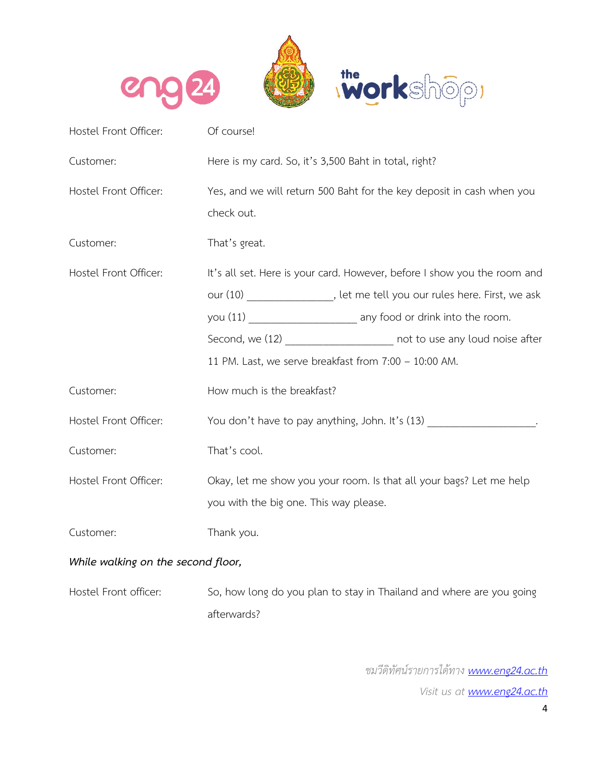| | |
|---|---|
| Hostel Front Officer: | Of course! |
| Customer: | Here is my card. So, it's 3,500 Baht in total, right? |
| Hostel Front Officer: | Yes, and we will return 500 Baht for the key deposit in cash when you check out. |
| Customer: | That's great. |
| Hostel Front Officer: | It's all set. Here is your card. However, before I show you the room and our (10) _______________, let me tell you our rules here. First, we ask you (11) ___________________ any food or drink into the room. Second, we (12) ___________________ not to use any loud noise after 11 PM. Last, we serve breakfast from 7:00 – 10:00 AM. |
| Customer: | How much is the breakfast? |
| Hostel Front Officer: | You don't have to pay anything, John. It's (13) ___________________. |
| Customer: | That's cool. |
| Hostel Front Officer: | Okay, let me show you your room. Is that all your bags? Let me help you with the big one. This way please. |
| Customer: | Thank you. |

*While walking on the second floor,*

| | |
|---|---|
| Hostel Front officer: | So, how long do you plan to stay in Thailand and where are you going afterwards? |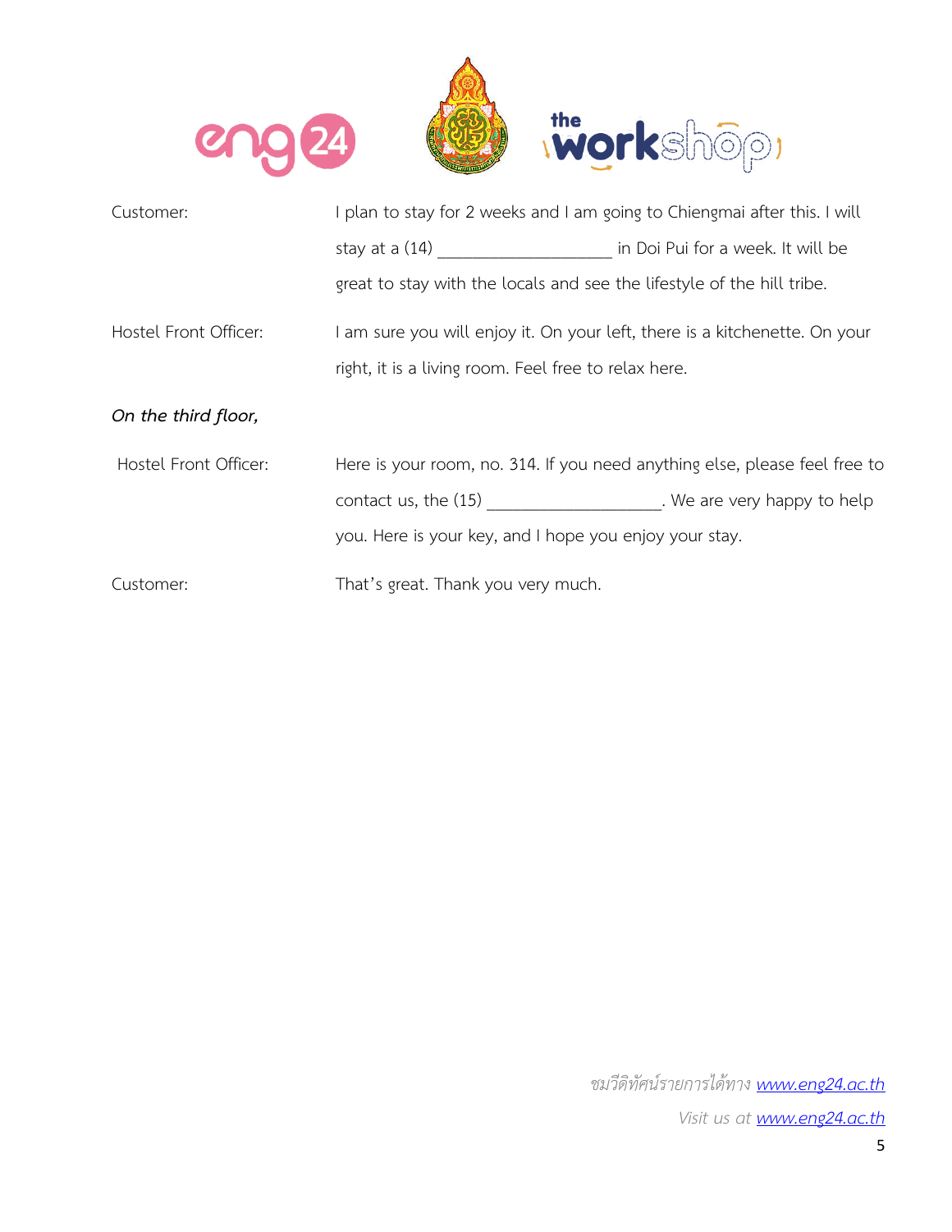Customer: I plan to stay for 2 weeks and I am going to Chiengmai after this. I will stay at a (14) ___________________ in Doi Pui for a week. It will be great to stay with the locals and see the lifestyle of the hill tribe.

Hostel Front Officer: I am sure you will enjoy it. On your left, there is a kitchenette. On your right, it is a living room. Feel free to relax here.

*On the third floor,*

Hostel Front Officer: Here is your room, no. 314. If you need anything else, please feel free to contact us, the (15) ___________________. We are very happy to help you. Here is your key, and I hope you enjoy your stay.

Customer: That's great. Thank you very much.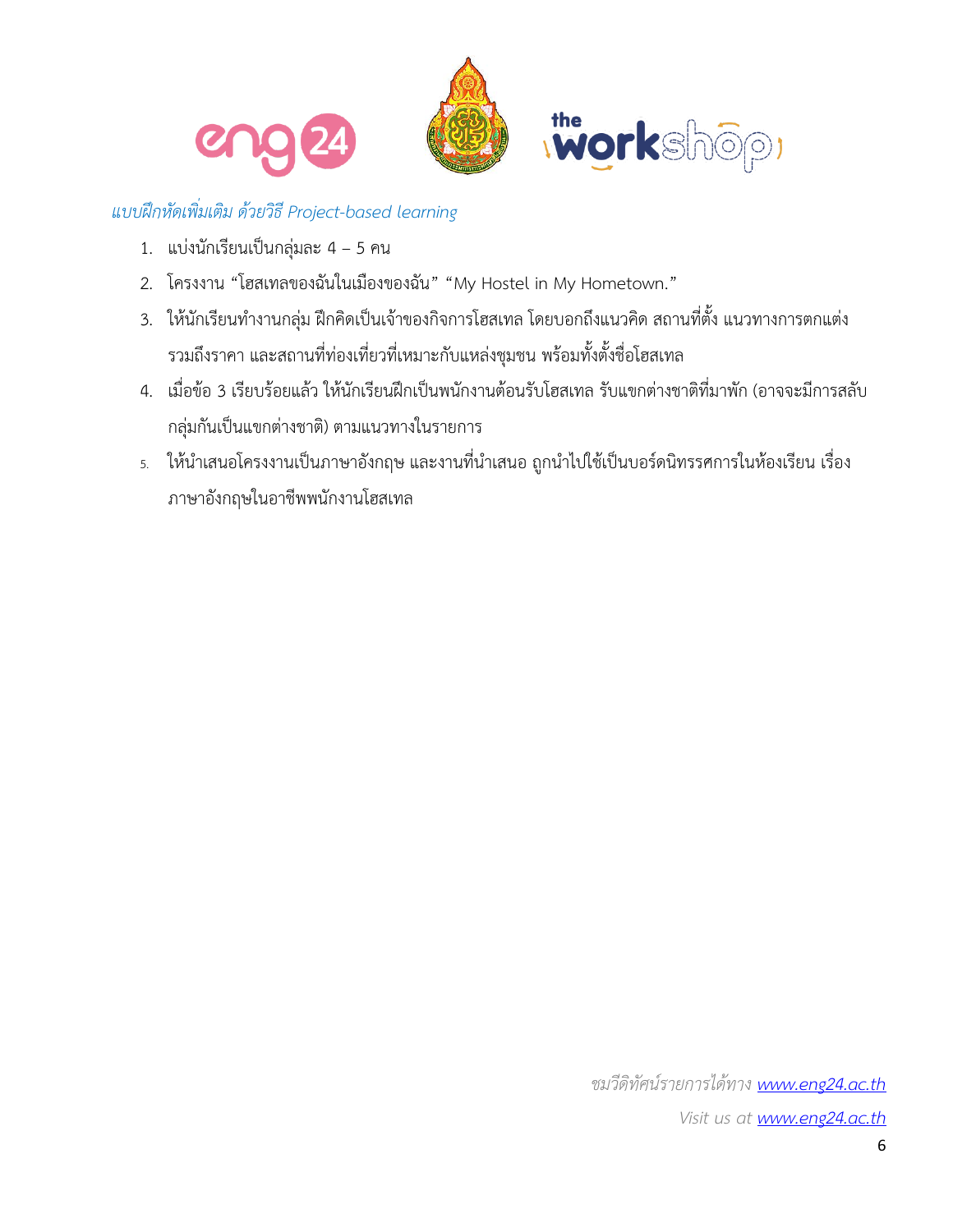*แบบฝึกหัดเพิ่มเติม ด้วยวิธี Project-based learning*

1. แบ่งนักเรียนเป็นกลุ่มละ 4 – 5 คน
2. โครงงาน "โฮสเทลของฉันในเมืองของฉัน" "My Hostel in My Hometown."
3. ให้นักเรียนทำงานกลุ่ม ฝึกคิดเป็นเจ้าของกิจการโฮสเทล โดยบอกถึงแนวคิด สถานที่ตั้ง แนวทางการตกแต่ง รวมถึงราคา และสถานที่ท่องเที่ยวที่เหมาะกับแหล่งชุมชน พร้อมทั้งตั้งชื่อโฮสเทล
4. เมื่อข้อ 3 เรียบร้อยแล้ว ให้นักเรียนฝึกเป็นพนักงานต้อนรับโฮสเทล รับแขกต่างชาติที่มาพัก (อาจจะมีการสลับกลุ่มกันเป็นแขกต่างชาติ) ตามแนวทางในรายการ
5. ให้นำเสนอโครงงานเป็นภาษาอังกฤษ และงานที่นำเสนอ ถูกนำไปใช้เป็นบอร์ดนิทรรศการในห้องเรียน เรื่อง ภาษาอังกฤษในอาชีพพนักงานโฮสเทล

*ชมวีดิทัศน์รายการได้ทาง [www.eng24.ac.th](http://www.eng24.ac.th)*

*Visit us at [www.eng24.ac.th](http://www.eng24.ac.th)*